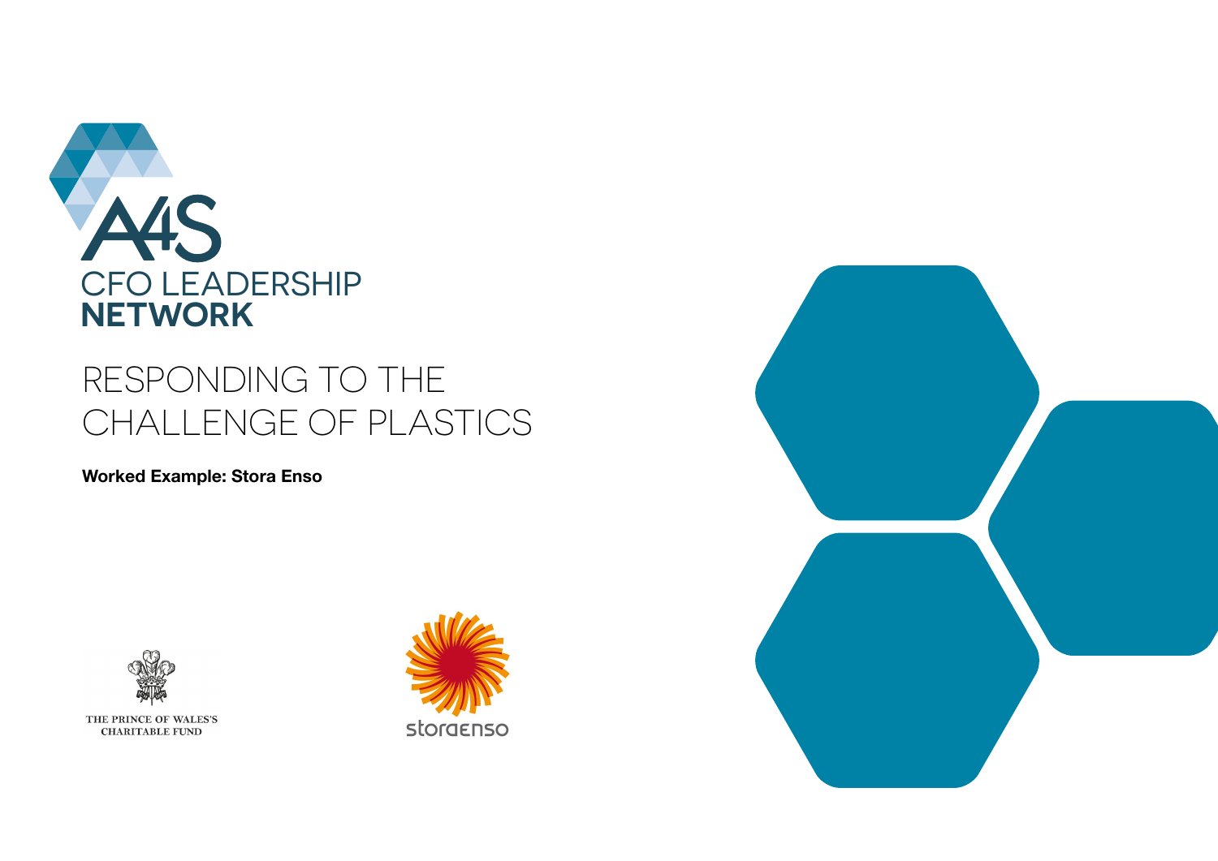A4S

CFO LEADERSHIP **NETWORK**

# RESPONDING TO THE CHALLENGE OF PLASTICS

**Worked Example: Stora Enso**

THE PRINCE OF WALES'S CHARITABLE FUND

storaenso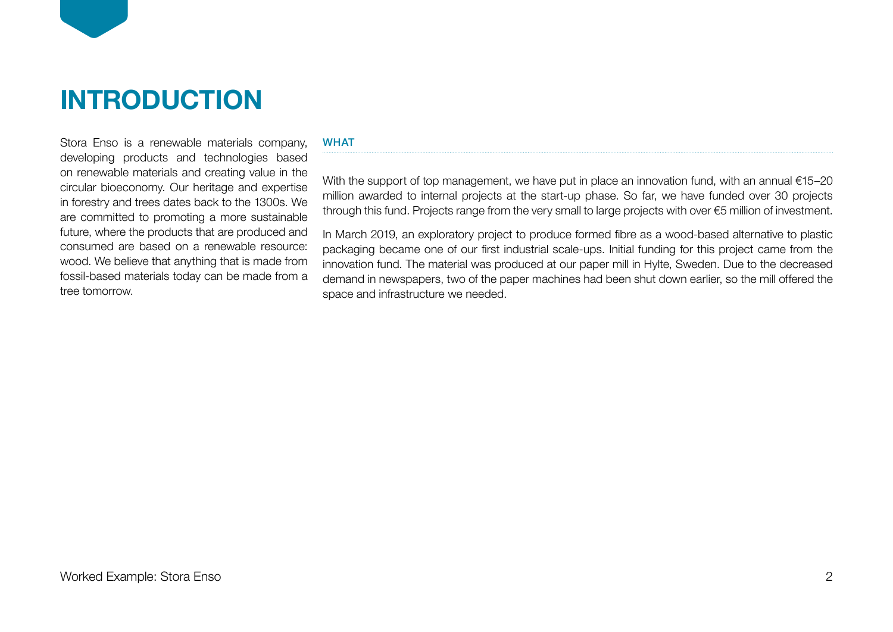# INTRODUCTION

Stora Enso is a renewable materials company, developing products and technologies based on renewable materials and creating value in the circular bioeconomy. Our heritage and expertise in forestry and trees dates back to the 1300s. We are committed to promoting a more sustainable future, where the products that are produced and consumed are based on a renewable resource: wood. We believe that anything that is made from fossil-based materials today can be made from a tree tomorrow.

## WHAT

With the support of top management, we have put in place an innovation fund, with an annual €15–20 million awarded to internal projects at the start-up phase. So far, we have funded over 30 projects through this fund. Projects range from the very small to large projects with over €5 million of investment.

In March 2019, an exploratory project to produce formed fibre as a wood-based alternative to plastic packaging became one of our first industrial scale-ups. Initial funding for this project came from the innovation fund. The material was produced at our paper mill in Hylte, Sweden. Due to the decreased demand in newspapers, two of the paper machines had been shut down earlier, so the mill offered the space and infrastructure we needed.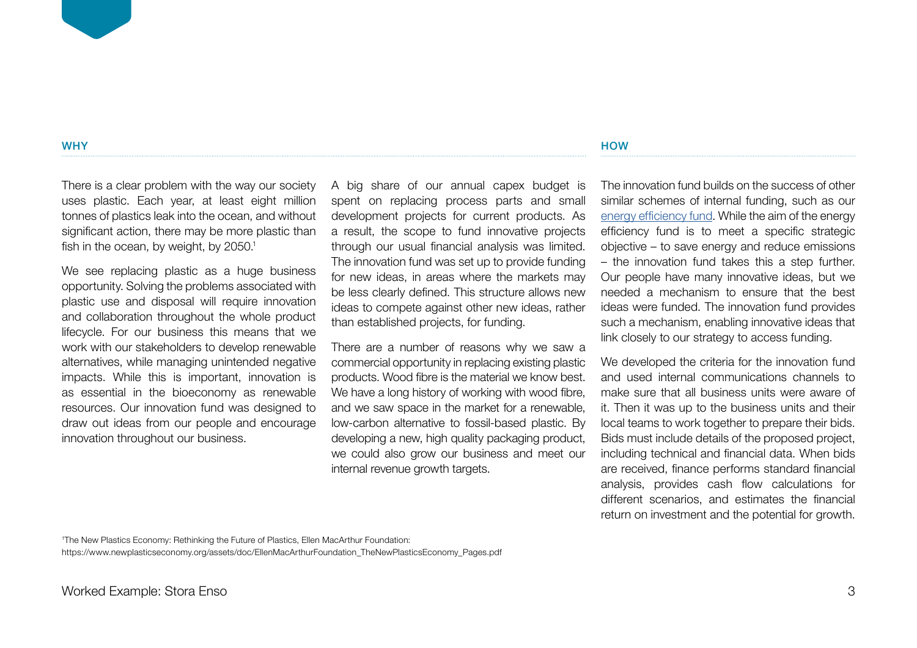## WHY

There is a clear problem with the way our society uses plastic. Each year, at least eight million tonnes of plastics leak into the ocean, and without significant action, there may be more plastic than fish in the ocean, by weight, by 2050.[1]

We see replacing plastic as a huge business opportunity. Solving the problems associated with plastic use and disposal will require innovation and collaboration throughout the whole product lifecycle. For our business this means that we work with our stakeholders to develop renewable alternatives, while managing unintended negative impacts. While this is important, innovation is as essential in the bioeconomy as renewable resources. Our innovation fund was designed to draw out ideas from our people and encourage innovation throughout our business.

A big share of our annual capex budget is spent on replacing process parts and small development projects for current products. As a result, the scope to fund innovative projects through our usual financial analysis was limited. The innovation fund was set up to provide funding for new ideas, in areas where the markets may be less clearly defined. This structure allows new ideas to compete against other new ideas, rather than established projects, for funding.

There are a number of reasons why we saw a commercial opportunity in replacing existing plastic products. Wood fibre is the material we know best. We have a long history of working with wood fibre, and we saw space in the market for a renewable, low-carbon alternative to fossil-based plastic. By developing a new, high quality packaging product, we could also grow our business and meet our internal revenue growth targets.

## HOW

The innovation fund builds on the success of other similar schemes of internal funding, such as our energy efficiency fund. While the aim of the energy efficiency fund is to meet a specific strategic objective – to save energy and reduce emissions – the innovation fund takes this a step further. Our people have many innovative ideas, but we needed a mechanism to ensure that the best ideas were funded. The innovation fund provides such a mechanism, enabling innovative ideas that link closely to our strategy to access funding.

We developed the criteria for the innovation fund and used internal communications channels to make sure that all business units were aware of it. Then it was up to the business units and their local teams to work together to prepare their bids. Bids must include details of the proposed project, including technical and financial data. When bids are received, finance performs standard financial analysis, provides cash flow calculations for different scenarios, and estimates the financial return on investment and the potential for growth.

[1] The New Plastics Economy: Rethinking the Future of Plastics, Ellen MacArthur Foundation: https://www.newplasticseconomy.org/assets/doc/EllenMacArthurFoundation_TheNewPlasticsEconomy_Pages.pdf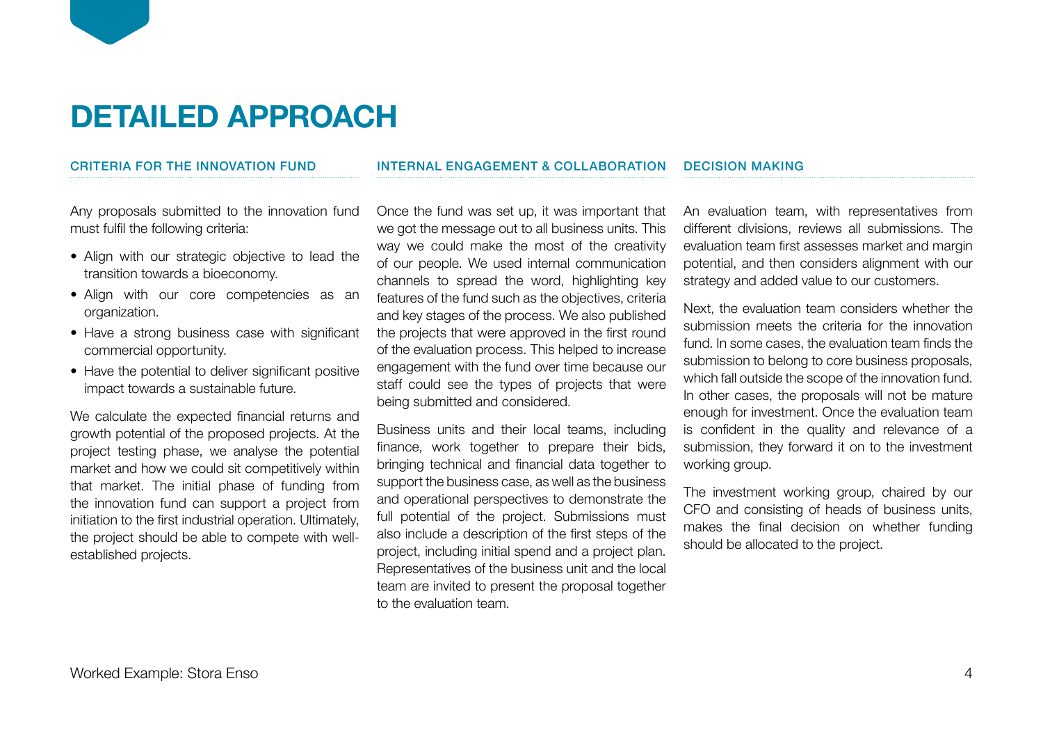# DETAILED APPROACH

## CRITERIA FOR THE INNOVATION FUND

Any proposals submitted to the innovation fund must fulfil the following criteria:

- Align with our strategic objective to lead the transition towards a bioeconomy.
- Align with our core competencies as an organization.
- Have a strong business case with significant commercial opportunity.
- Have the potential to deliver significant positive impact towards a sustainable future.

We calculate the expected financial returns and growth potential of the proposed projects. At the project testing phase, we analyse the potential market and how we could sit competitively within that market. The initial phase of funding from the innovation fund can support a project from initiation to the first industrial operation. Ultimately, the project should be able to compete with well-established projects.

## INTERNAL ENGAGEMENT & COLLABORATION

Once the fund was set up, it was important that we got the message out to all business units. This way we could make the most of the creativity of our people. We used internal communication channels to spread the word, highlighting key features of the fund such as the objectives, criteria and key stages of the process. We also published the projects that were approved in the first round of the evaluation process. This helped to increase engagement with the fund over time because our staff could see the types of projects that were being submitted and considered.

Business units and their local teams, including finance, work together to prepare their bids, bringing technical and financial data together to support the business case, as well as the business and operational perspectives to demonstrate the full potential of the project. Submissions must also include a description of the first steps of the project, including initial spend and a project plan. Representatives of the business unit and the local team are invited to present the proposal together to the evaluation team.

## DECISION MAKING

An evaluation team, with representatives from different divisions, reviews all submissions. The evaluation team first assesses market and margin potential, and then considers alignment with our strategy and added value to our customers.

Next, the evaluation team considers whether the submission meets the criteria for the innovation fund. In some cases, the evaluation team finds the submission to belong to core business proposals, which fall outside the scope of the innovation fund. In other cases, the proposals will not be mature enough for investment. Once the evaluation team is confident in the quality and relevance of a submission, they forward it on to the investment working group.

The investment working group, chaired by our CFO and consisting of heads of business units, makes the final decision on whether funding should be allocated to the project.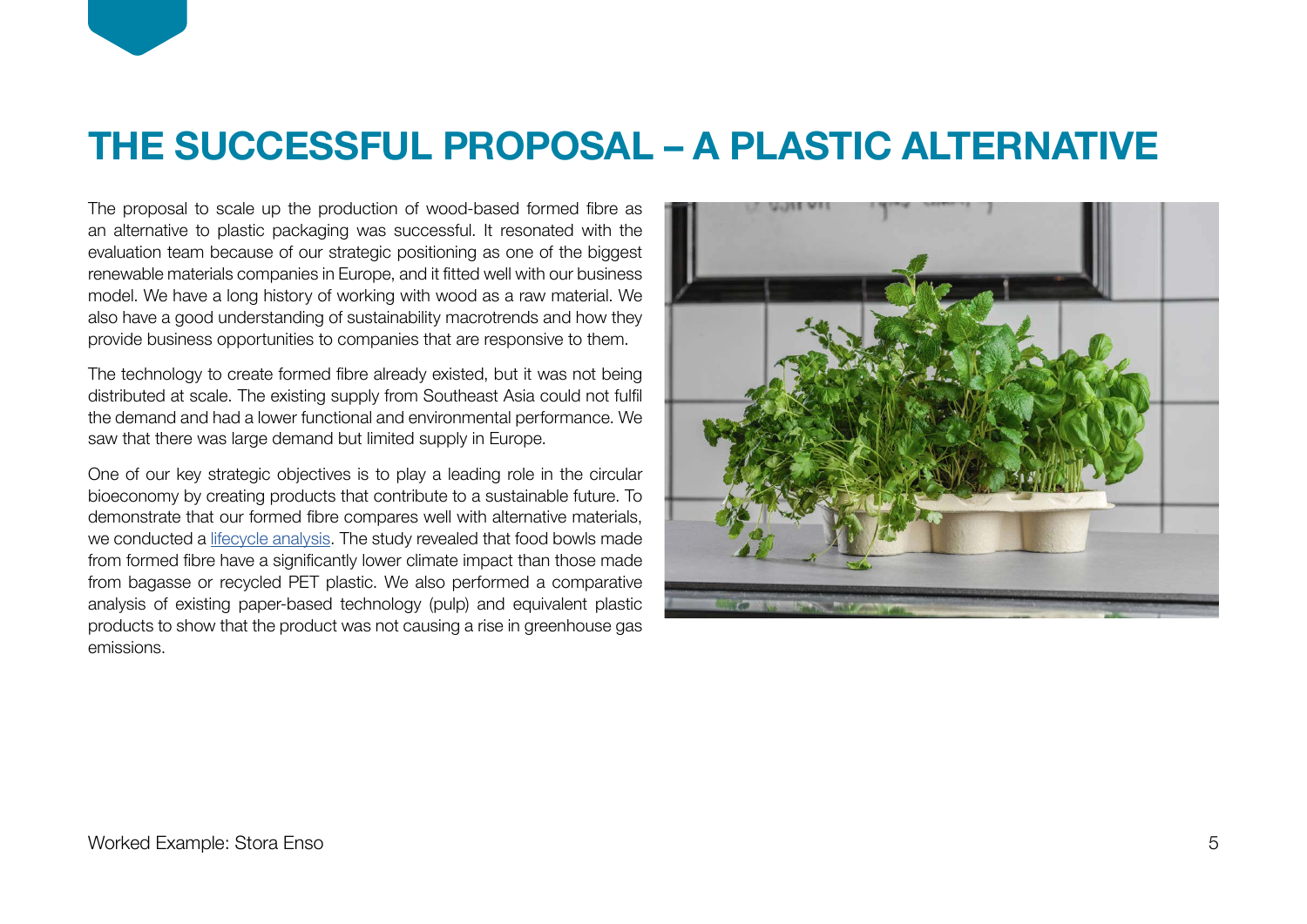# THE SUCCESSFUL PROPOSAL – A PLASTIC ALTERNATIVE

The proposal to scale up the production of wood-based formed fibre as an alternative to plastic packaging was successful. It resonated with the evaluation team because of our strategic positioning as one of the biggest renewable materials companies in Europe, and it fitted well with our business model. We have a long history of working with wood as a raw material. We also have a good understanding of sustainability macrotrends and how they provide business opportunities to companies that are responsive to them.

The technology to create formed fibre already existed, but it was not being distributed at scale. The existing supply from Southeast Asia could not fulfil the demand and had a lower functional and environmental performance. We saw that there was large demand but limited supply in Europe.

One of our key strategic objectives is to play a leading role in the circular bioeconomy by creating products that contribute to a sustainable future. To demonstrate that our formed fibre compares well with alternative materials, we conducted a lifecycle analysis. The study revealed that food bowls made from formed fibre have a significantly lower climate impact than those made from bagasse or recycled PET plastic. We also performed a comparative analysis of existing paper-based technology (pulp) and equivalent plastic products to show that the product was not causing a rise in greenhouse gas emissions.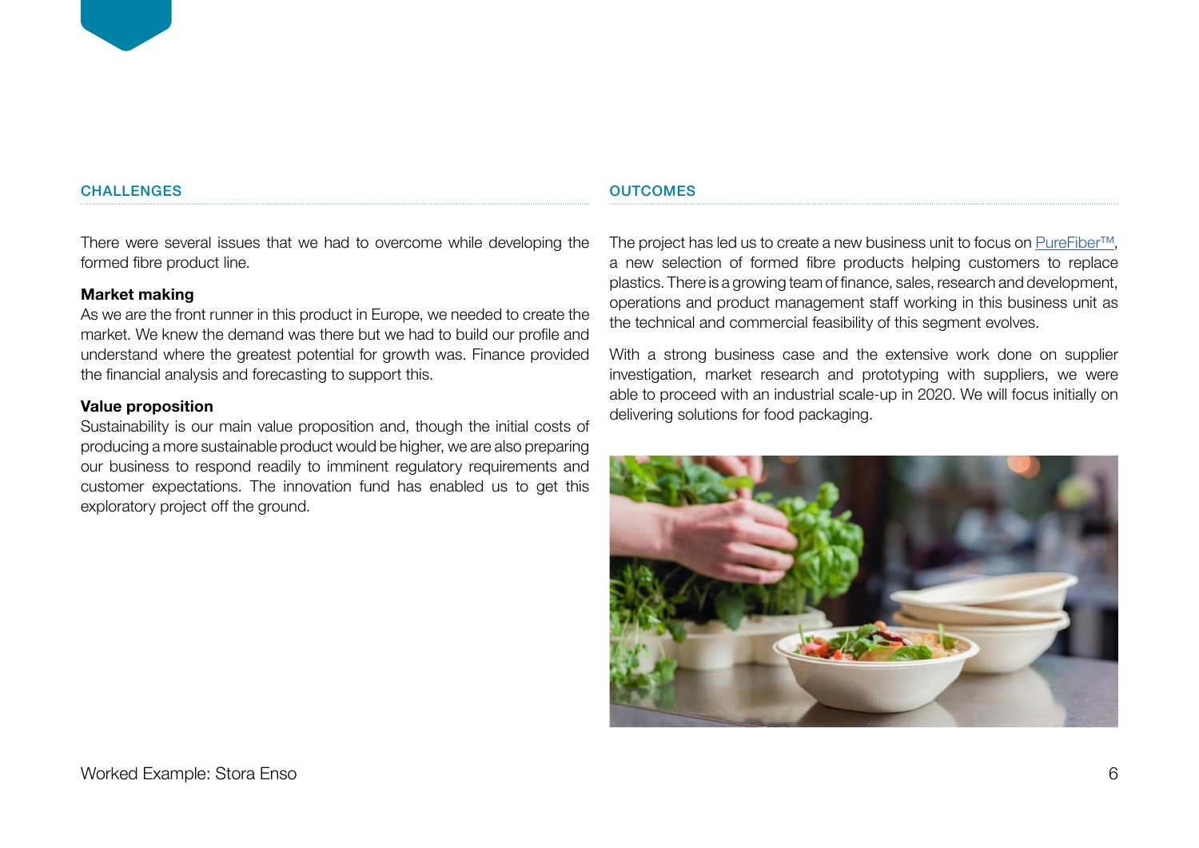## CHALLENGES

There were several issues that we had to overcome while developing the formed fibre product line.

**Market making**
As we are the front runner in this product in Europe, we needed to create the market. We knew the demand was there but we had to build our profile and understand where the greatest potential for growth was. Finance provided the financial analysis and forecasting to support this.

**Value proposition**
Sustainability is our main value proposition and, though the initial costs of producing a more sustainable product would be higher, we are also preparing our business to respond readily to imminent regulatory requirements and customer expectations. The innovation fund has enabled us to get this exploratory project off the ground.

## OUTCOMES

The project has led us to create a new business unit to focus on PureFiber™, a new selection of formed fibre products helping customers to replace plastics. There is a growing team of finance, sales, research and development, operations and product management staff working in this business unit as the technical and commercial feasibility of this segment evolves.

With a strong business case and the extensive work done on supplier investigation, market research and prototyping with suppliers, we were able to proceed with an industrial scale-up in 2020. We will focus initially on delivering solutions for food packaging.

Worked Example: Stora Enso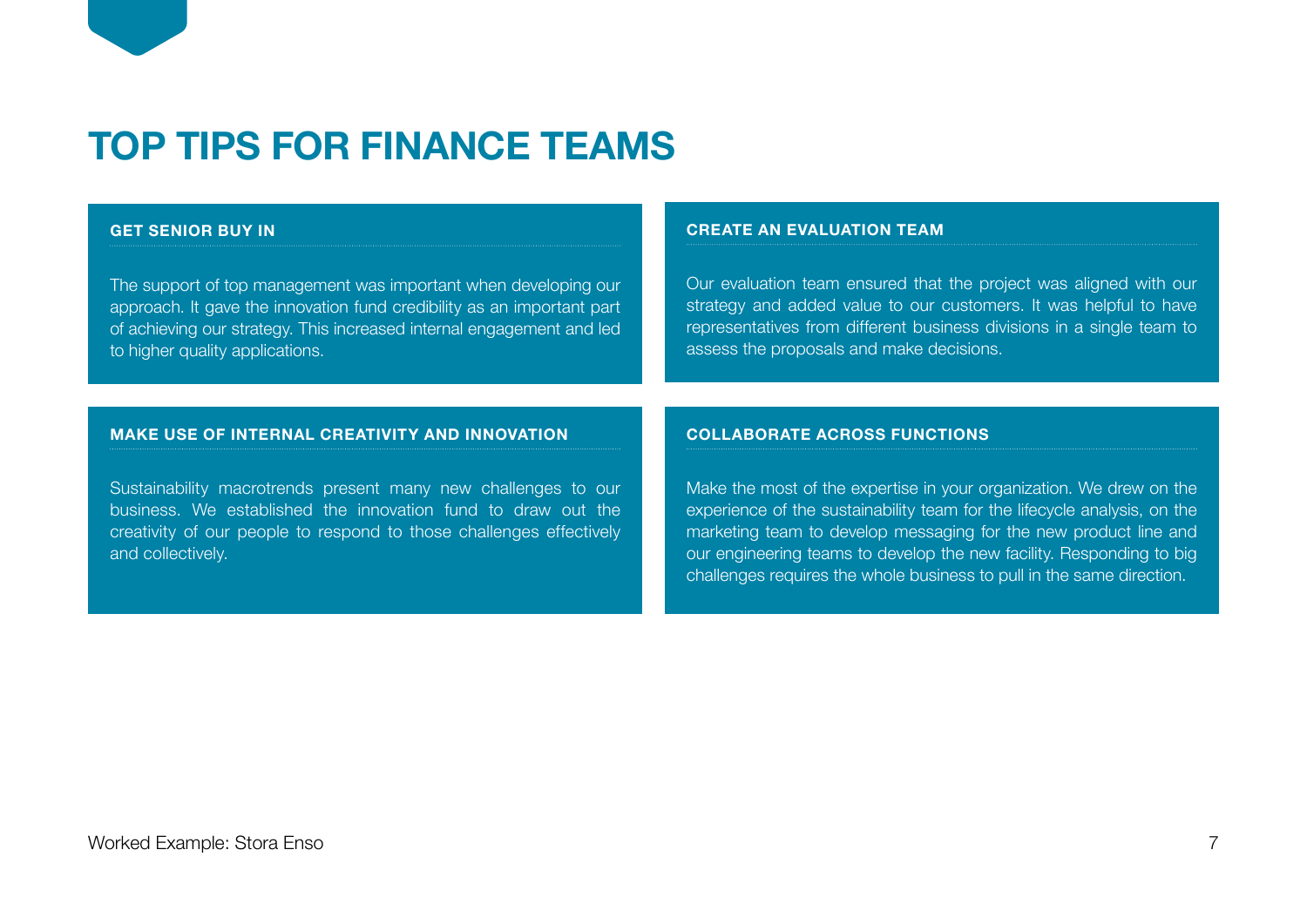# TOP TIPS FOR FINANCE TEAMS

### GET SENIOR BUY IN

The support of top management was important when developing our approach. It gave the innovation fund credibility as an important part of achieving our strategy. This increased internal engagement and led to higher quality applications.

### CREATE AN EVALUATION TEAM

Our evaluation team ensured that the project was aligned with our strategy and added value to our customers. It was helpful to have representatives from different business divisions in a single team to assess the proposals and make decisions.

### MAKE USE OF INTERNAL CREATIVITY AND INNOVATION

Sustainability macrotrends present many new challenges to our business. We established the innovation fund to draw out the creativity of our people to respond to those challenges effectively and collectively.

### COLLABORATE ACROSS FUNCTIONS

Make the most of the expertise in your organization. We drew on the experience of the sustainability team for the lifecycle analysis, on the marketing team to develop messaging for the new product line and our engineering teams to develop the new facility. Responding to big challenges requires the whole business to pull in the same direction.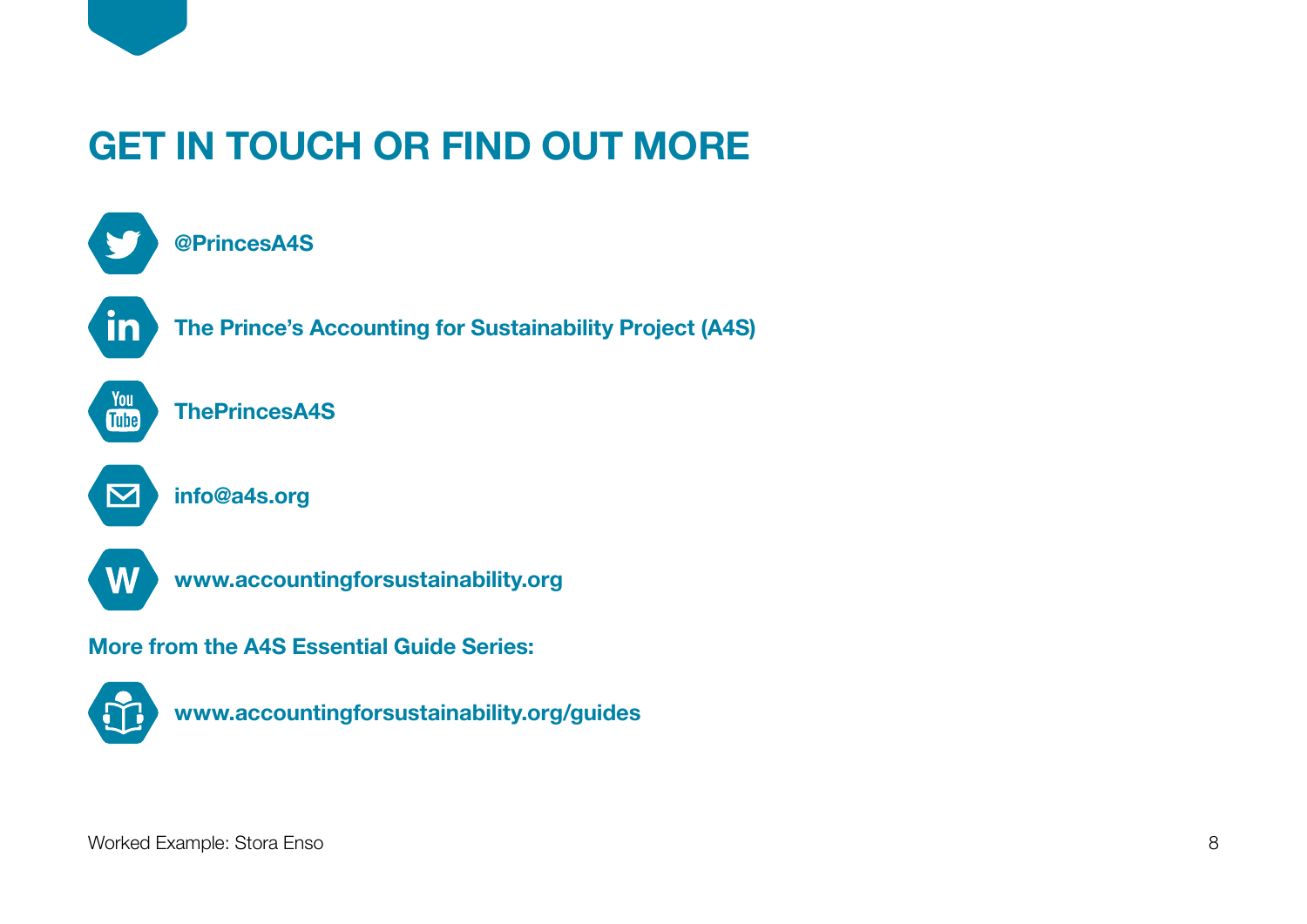# GET IN TOUCH OR FIND OUT MORE

**@PrincesA4S**

**The Prince's Accounting for Sustainability Project (A4S)**

**ThePrincesA4S**

**info@a4s.org**

**www.accountingforsustainability.org**

**More from the A4S Essential Guide Series:**

**www.accountingforsustainability.org/guides**